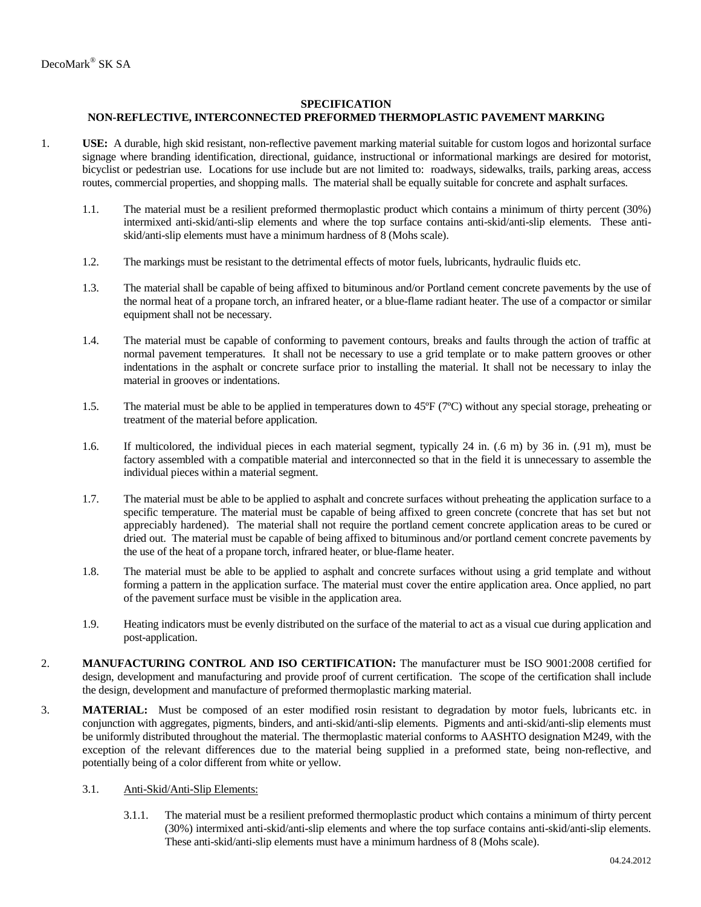DecoMark® SK SA

## SPECIFICATION
## NON-REFLECTIVE, INTERCONNECTED PREFORMED THERMOPLASTIC PAVEMENT MARKING

1. **USE:** A durable, high skid resistant, non-reflective pavement marking material suitable for custom logos and horizontal surface signage where branding identification, directional, guidance, instructional or informational markings are desired for motorist, bicyclist or pedestrian use. Locations for use include but are not limited to: roadways, sidewalks, trails, parking areas, access routes, commercial properties, and shopping malls. The material shall be equally suitable for concrete and asphalt surfaces.

   1.1. The material must be a resilient preformed thermoplastic product which contains a minimum of thirty percent (30%) intermixed anti-skid/anti-slip elements and where the top surface contains anti-skid/anti-slip elements. These anti-skid/anti-slip elements must have a minimum hardness of 8 (Mohs scale).

   1.2. The markings must be resistant to the detrimental effects of motor fuels, lubricants, hydraulic fluids etc.

   1.3. The material shall be capable of being affixed to bituminous and/or Portland cement concrete pavements by the use of the normal heat of a propane torch, an infrared heater, or a blue-flame radiant heater. The use of a compactor or similar equipment shall not be necessary.

   1.4. The material must be capable of conforming to pavement contours, breaks and faults through the action of traffic at normal pavement temperatures. It shall not be necessary to use a grid template or to make pattern grooves or other indentations in the asphalt or concrete surface prior to installing the material. It shall not be necessary to inlay the material in grooves or indentations.

   1.5. The material must be able to be applied in temperatures down to 45ºF (7ºC) without any special storage, preheating or treatment of the material before application.

   1.6. If multicolored, the individual pieces in each material segment, typically 24 in. (.6 m) by 36 in. (.91 m), must be factory assembled with a compatible material and interconnected so that in the field it is unnecessary to assemble the individual pieces within a material segment.

   1.7. The material must be able to be applied to asphalt and concrete surfaces without preheating the application surface to a specific temperature. The material must be capable of being affixed to green concrete (concrete that has set but not appreciably hardened). The material shall not require the portland cement concrete application areas to be cured or dried out. The material must be capable of being affixed to bituminous and/or portland cement concrete pavements by the use of the heat of a propane torch, infrared heater, or blue-flame heater.

   1.8. The material must be able to be applied to asphalt and concrete surfaces without using a grid template and without forming a pattern in the application surface. The material must cover the entire application area. Once applied, no part of the pavement surface must be visible in the application area.

   1.9. Heating indicators must be evenly distributed on the surface of the material to act as a visual cue during application and post-application.

2. **MANUFACTURING CONTROL AND ISO CERTIFICATION:** The manufacturer must be ISO 9001:2008 certified for design, development and manufacturing and provide proof of current certification. The scope of the certification shall include the design, development and manufacture of preformed thermoplastic marking material.

3. **MATERIAL:** Must be composed of an ester modified rosin resistant to degradation by motor fuels, lubricants etc. in conjunction with aggregates, pigments, binders, and anti-skid/anti-slip elements. Pigments and anti-skid/anti-slip elements must be uniformly distributed throughout the material. The thermoplastic material conforms to AASHTO designation M249, with the exception of the relevant differences due to the material being supplied in a preformed state, being non-reflective, and potentially being of a color different from white or yellow.

   3.1. <u>Anti-Skid/Anti-Slip Elements:</u>

      3.1.1. The material must be a resilient preformed thermoplastic product which contains a minimum of thirty percent (30%) intermixed anti-skid/anti-slip elements and where the top surface contains anti-skid/anti-slip elements. These anti-skid/anti-slip elements must have a minimum hardness of 8 (Mohs scale).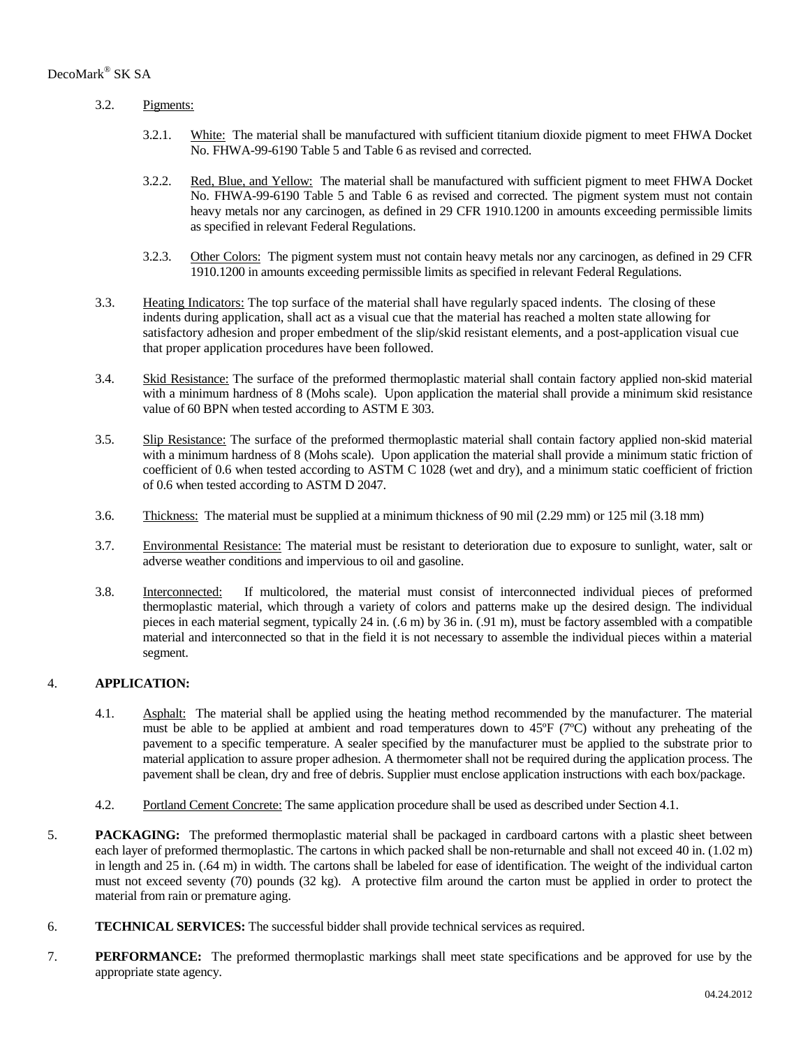3.2. Pigments:

3.2.1. White: The material shall be manufactured with sufficient titanium dioxide pigment to meet FHWA Docket No. FHWA-99-6190 Table 5 and Table 6 as revised and corrected.

3.2.2. Red, Blue, and Yellow: The material shall be manufactured with sufficient pigment to meet FHWA Docket No. FHWA-99-6190 Table 5 and Table 6 as revised and corrected. The pigment system must not contain heavy metals nor any carcinogen, as defined in 29 CFR 1910.1200 in amounts exceeding permissible limits as specified in relevant Federal Regulations.

3.2.3. Other Colors: The pigment system must not contain heavy metals nor any carcinogen, as defined in 29 CFR 1910.1200 in amounts exceeding permissible limits as specified in relevant Federal Regulations.

3.3. Heating Indicators: The top surface of the material shall have regularly spaced indents. The closing of these indents during application, shall act as a visual cue that the material has reached a molten state allowing for satisfactory adhesion and proper embedment of the slip/skid resistant elements, and a post-application visual cue that proper application procedures have been followed.

3.4. Skid Resistance: The surface of the preformed thermoplastic material shall contain factory applied non-skid material with a minimum hardness of 8 (Mohs scale). Upon application the material shall provide a minimum skid resistance value of 60 BPN when tested according to ASTM E 303.

3.5. Slip Resistance: The surface of the preformed thermoplastic material shall contain factory applied non-skid material with a minimum hardness of 8 (Mohs scale). Upon application the material shall provide a minimum static friction of coefficient of 0.6 when tested according to ASTM C 1028 (wet and dry), and a minimum static coefficient of friction of 0.6 when tested according to ASTM D 2047.

3.6. Thickness: The material must be supplied at a minimum thickness of 90 mil (2.29 mm) or 125 mil (3.18 mm)

3.7. Environmental Resistance: The material must be resistant to deterioration due to exposure to sunlight, water, salt or adverse weather conditions and impervious to oil and gasoline.

3.8. Interconnected: If multicolored, the material must consist of interconnected individual pieces of preformed thermoplastic material, which through a variety of colors and patterns make up the desired design. The individual pieces in each material segment, typically 24 in. (.6 m) by 36 in. (.91 m), must be factory assembled with a compatible material and interconnected so that in the field it is not necessary to assemble the individual pieces within a material segment.

4. **APPLICATION:**

4.1. Asphalt: The material shall be applied using the heating method recommended by the manufacturer. The material must be able to be applied at ambient and road temperatures down to 45ºF (7ºC) without any preheating of the pavement to a specific temperature. A sealer specified by the manufacturer must be applied to the substrate prior to material application to assure proper adhesion. A thermometer shall not be required during the application process. The pavement shall be clean, dry and free of debris. Supplier must enclose application instructions with each box/package.

4.2. Portland Cement Concrete: The same application procedure shall be used as described under Section 4.1.

5. **PACKAGING:** The preformed thermoplastic material shall be packaged in cardboard cartons with a plastic sheet between each layer of preformed thermoplastic. The cartons in which packed shall be non-returnable and shall not exceed 40 in. (1.02 m) in length and 25 in. (.64 m) in width. The cartons shall be labeled for ease of identification. The weight of the individual carton must not exceed seventy (70) pounds (32 kg). A protective film around the carton must be applied in order to protect the material from rain or premature aging.

6. **TECHNICAL SERVICES:** The successful bidder shall provide technical services as required.

7. **PERFORMANCE:** The preformed thermoplastic markings shall meet state specifications and be approved for use by the appropriate state agency.

04.24.2012